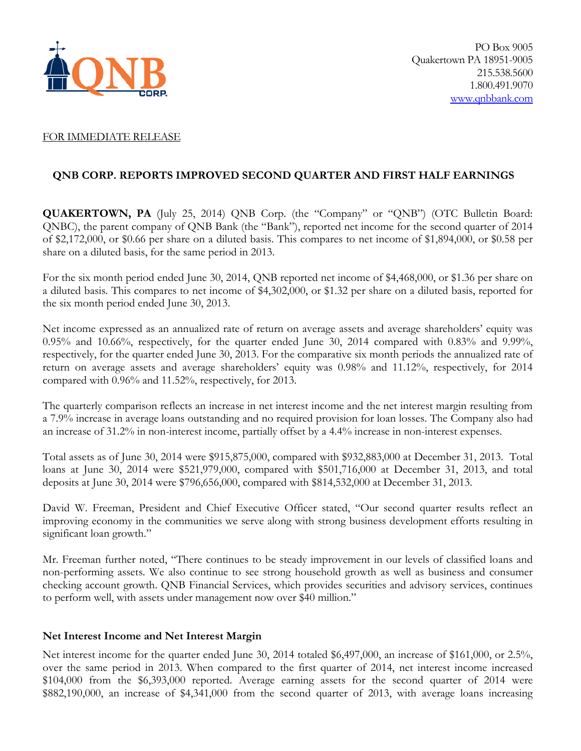PO Box 9005
Quakertown PA 18951-9005
215.538.5600
1.800.491.9070
www.qnbbank.com

FOR IMMEDIATE RELEASE

## QNB CORP. REPORTS IMPROVED SECOND QUARTER AND FIRST HALF EARNINGS

**QUAKERTOWN, PA** (July 25, 2014) QNB Corp. (the "Company" or "QNB") (OTC Bulletin Board: QNBC), the parent company of QNB Bank (the "Bank"), reported net income for the second quarter of 2014 of $2,172,000, or $0.66 per share on a diluted basis. This compares to net income of $1,894,000, or $0.58 per share on a diluted basis, for the same period in 2013.

For the six month period ended June 30, 2014, QNB reported net income of $4,468,000, or $1.36 per share on a diluted basis. This compares to net income of $4,302,000, or $1.32 per share on a diluted basis, reported for the six month period ended June 30, 2013.

Net income expressed as an annualized rate of return on average assets and average shareholders' equity was 0.95% and 10.66%, respectively, for the quarter ended June 30, 2014 compared with 0.83% and 9.99%, respectively, for the quarter ended June 30, 2013. For the comparative six month periods the annualized rate of return on average assets and average shareholders' equity was 0.98% and 11.12%, respectively, for 2014 compared with 0.96% and 11.52%, respectively, for 2013.

The quarterly comparison reflects an increase in net interest income and the net interest margin resulting from a 7.9% increase in average loans outstanding and no required provision for loan losses. The Company also had an increase of 31.2% in non-interest income, partially offset by a 4.4% increase in non-interest expenses.

Total assets as of June 30, 2014 were $915,875,000, compared with $932,883,000 at December 31, 2013. Total loans at June 30, 2014 were $521,979,000, compared with $501,716,000 at December 31, 2013, and total deposits at June 30, 2014 were $796,656,000, compared with $814,532,000 at December 31, 2013.

David W. Freeman, President and Chief Executive Officer stated, "Our second quarter results reflect an improving economy in the communities we serve along with strong business development efforts resulting in significant loan growth."

Mr. Freeman further noted, "There continues to be steady improvement in our levels of classified loans and non-performing assets. We also continue to see strong household growth as well as business and consumer checking account growth. QNB Financial Services, which provides securities and advisory services, continues to perform well, with assets under management now over $40 million."

### Net Interest Income and Net Interest Margin

Net interest income for the quarter ended June 30, 2014 totaled $6,497,000, an increase of $161,000, or 2.5%, over the same period in 2013. When compared to the first quarter of 2014, net interest income increased $104,000 from the $6,393,000 reported. Average earning assets for the second quarter of 2014 were $882,190,000, an increase of $4,341,000 from the second quarter of 2013, with average loans increasing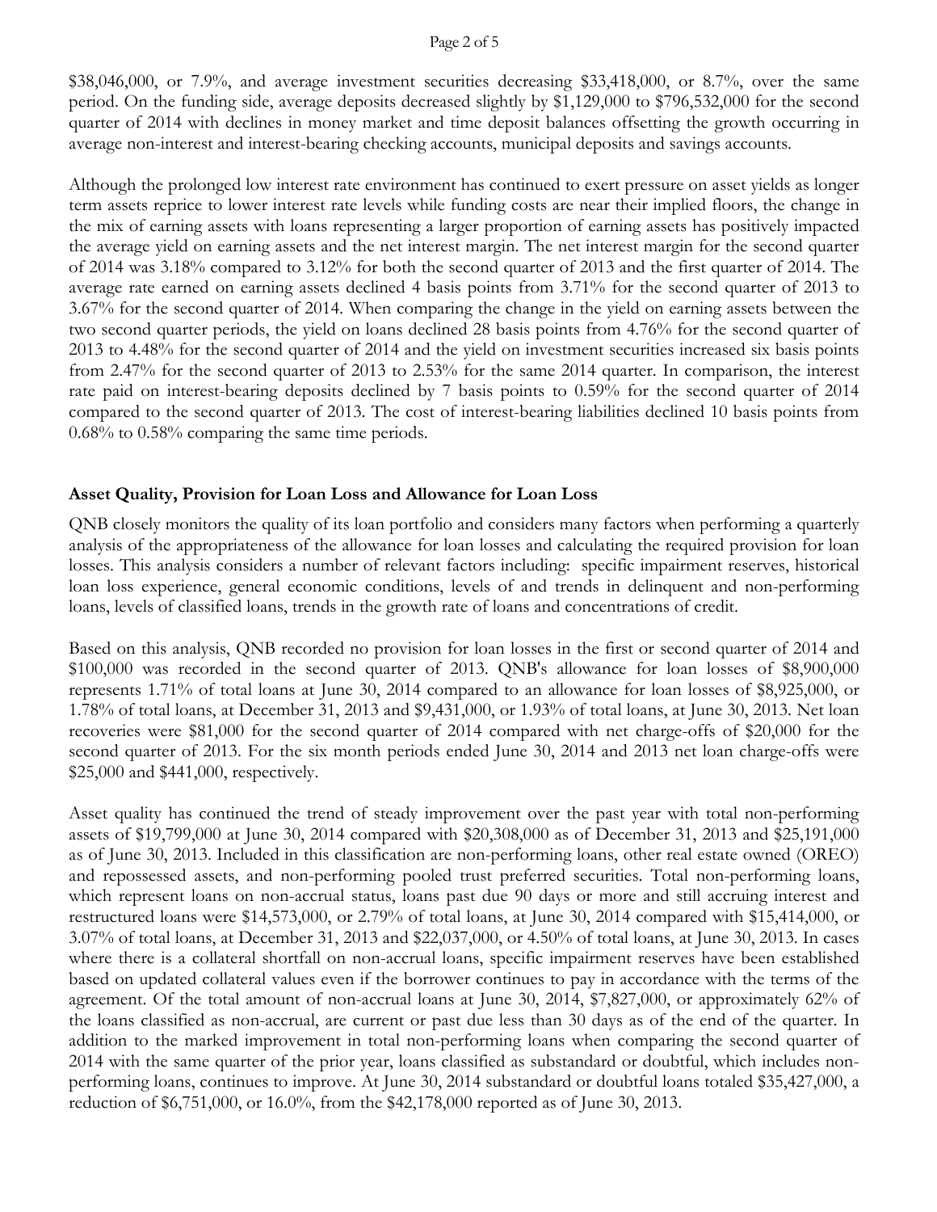$38,046,000, or 7.9%, and average investment securities decreasing $33,418,000, or 8.7%, over the same period. On the funding side, average deposits decreased slightly by $1,129,000 to $796,532,000 for the second quarter of 2014 with declines in money market and time deposit balances offsetting the growth occurring in average non-interest and interest-bearing checking accounts, municipal deposits and savings accounts.

Although the prolonged low interest rate environment has continued to exert pressure on asset yields as longer term assets reprice to lower interest rate levels while funding costs are near their implied floors, the change in the mix of earning assets with loans representing a larger proportion of earning assets has positively impacted the average yield on earning assets and the net interest margin. The net interest margin for the second quarter of 2014 was 3.18% compared to 3.12% for both the second quarter of 2013 and the first quarter of 2014. The average rate earned on earning assets declined 4 basis points from 3.71% for the second quarter of 2013 to 3.67% for the second quarter of 2014. When comparing the change in the yield on earning assets between the two second quarter periods, the yield on loans declined 28 basis points from 4.76% for the second quarter of 2013 to 4.48% for the second quarter of 2014 and the yield on investment securities increased six basis points from 2.47% for the second quarter of 2013 to 2.53% for the same 2014 quarter. In comparison, the interest rate paid on interest-bearing deposits declined by 7 basis points to 0.59% for the second quarter of 2014 compared to the second quarter of 2013. The cost of interest-bearing liabilities declined 10 basis points from 0.68% to 0.58% comparing the same time periods.

**Asset Quality, Provision for Loan Loss and Allowance for Loan Loss**

QNB closely monitors the quality of its loan portfolio and considers many factors when performing a quarterly analysis of the appropriateness of the allowance for loan losses and calculating the required provision for loan losses. This analysis considers a number of relevant factors including: specific impairment reserves, historical loan loss experience, general economic conditions, levels of and trends in delinquent and non-performing loans, levels of classified loans, trends in the growth rate of loans and concentrations of credit.

Based on this analysis, QNB recorded no provision for loan losses in the first or second quarter of 2014 and $100,000 was recorded in the second quarter of 2013. QNB's allowance for loan losses of $8,900,000 represents 1.71% of total loans at June 30, 2014 compared to an allowance for loan losses of $8,925,000, or 1.78% of total loans, at December 31, 2013 and $9,431,000, or 1.93% of total loans, at June 30, 2013. Net loan recoveries were $81,000 for the second quarter of 2014 compared with net charge-offs of $20,000 for the second quarter of 2013. For the six month periods ended June 30, 2014 and 2013 net loan charge-offs were $25,000 and $441,000, respectively.

Asset quality has continued the trend of steady improvement over the past year with total non-performing assets of $19,799,000 at June 30, 2014 compared with $20,308,000 as of December 31, 2013 and $25,191,000 as of June 30, 2013. Included in this classification are non-performing loans, other real estate owned (OREO) and repossessed assets, and non-performing pooled trust preferred securities. Total non-performing loans, which represent loans on non-accrual status, loans past due 90 days or more and still accruing interest and restructured loans were $14,573,000, or 2.79% of total loans, at June 30, 2014 compared with $15,414,000, or 3.07% of total loans, at December 31, 2013 and $22,037,000, or 4.50% of total loans, at June 30, 2013. In cases where there is a collateral shortfall on non-accrual loans, specific impairment reserves have been established based on updated collateral values even if the borrower continues to pay in accordance with the terms of the agreement. Of the total amount of non-accrual loans at June 30, 2014, $7,827,000, or approximately 62% of the loans classified as non-accrual, are current or past due less than 30 days as of the end of the quarter. In addition to the marked improvement in total non-performing loans when comparing the second quarter of 2014 with the same quarter of the prior year, loans classified as substandard or doubtful, which includes non-performing loans, continues to improve. At June 30, 2014 substandard or doubtful loans totaled $35,427,000, a reduction of $6,751,000, or 16.0%, from the $42,178,000 reported as of June 30, 2013.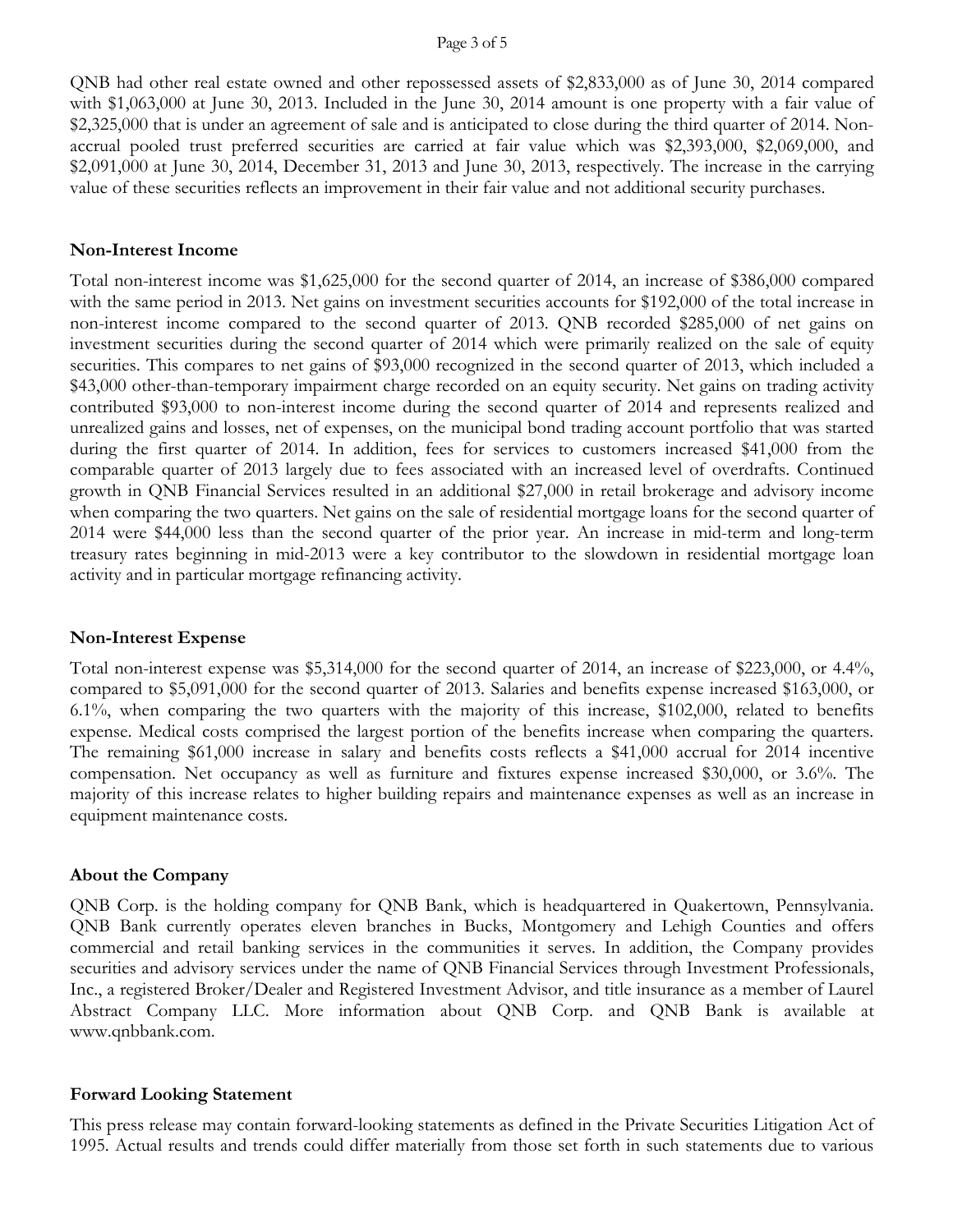QNB had other real estate owned and other repossessed assets of $2,833,000 as of June 30, 2014 compared with $1,063,000 at June 30, 2013. Included in the June 30, 2014 amount is one property with a fair value of $2,325,000 that is under an agreement of sale and is anticipated to close during the third quarter of 2014. Non-accrual pooled trust preferred securities are carried at fair value which was $2,393,000, $2,069,000, and $2,091,000 at June 30, 2014, December 31, 2013 and June 30, 2013, respectively. The increase in the carrying value of these securities reflects an improvement in their fair value and not additional security purchases.

**Non-Interest Income**

Total non-interest income was $1,625,000 for the second quarter of 2014, an increase of $386,000 compared with the same period in 2013. Net gains on investment securities accounts for $192,000 of the total increase in non-interest income compared to the second quarter of 2013. QNB recorded $285,000 of net gains on investment securities during the second quarter of 2014 which were primarily realized on the sale of equity securities. This compares to net gains of $93,000 recognized in the second quarter of 2013, which included a $43,000 other-than-temporary impairment charge recorded on an equity security. Net gains on trading activity contributed $93,000 to non-interest income during the second quarter of 2014 and represents realized and unrealized gains and losses, net of expenses, on the municipal bond trading account portfolio that was started during the first quarter of 2014. In addition, fees for services to customers increased $41,000 from the comparable quarter of 2013 largely due to fees associated with an increased level of overdrafts. Continued growth in QNB Financial Services resulted in an additional $27,000 in retail brokerage and advisory income when comparing the two quarters. Net gains on the sale of residential mortgage loans for the second quarter of 2014 were $44,000 less than the second quarter of the prior year. An increase in mid-term and long-term treasury rates beginning in mid-2013 were a key contributor to the slowdown in residential mortgage loan activity and in particular mortgage refinancing activity.

**Non-Interest Expense**

Total non-interest expense was $5,314,000 for the second quarter of 2014, an increase of $223,000, or 4.4%, compared to $5,091,000 for the second quarter of 2013. Salaries and benefits expense increased $163,000, or 6.1%, when comparing the two quarters with the majority of this increase, $102,000, related to benefits expense. Medical costs comprised the largest portion of the benefits increase when comparing the quarters. The remaining $61,000 increase in salary and benefits costs reflects a $41,000 accrual for 2014 incentive compensation. Net occupancy as well as furniture and fixtures expense increased $30,000, or 3.6%. The majority of this increase relates to higher building repairs and maintenance expenses as well as an increase in equipment maintenance costs.

**About the Company**

QNB Corp. is the holding company for QNB Bank, which is headquartered in Quakertown, Pennsylvania. QNB Bank currently operates eleven branches in Bucks, Montgomery and Lehigh Counties and offers commercial and retail banking services in the communities it serves. In addition, the Company provides securities and advisory services under the name of QNB Financial Services through Investment Professionals, Inc., a registered Broker/Dealer and Registered Investment Advisor, and title insurance as a member of Laurel Abstract Company LLC. More information about QNB Corp. and QNB Bank is available at www.qnbbank.com.

**Forward Looking Statement**

This press release may contain forward-looking statements as defined in the Private Securities Litigation Act of 1995. Actual results and trends could differ materially from those set forth in such statements due to various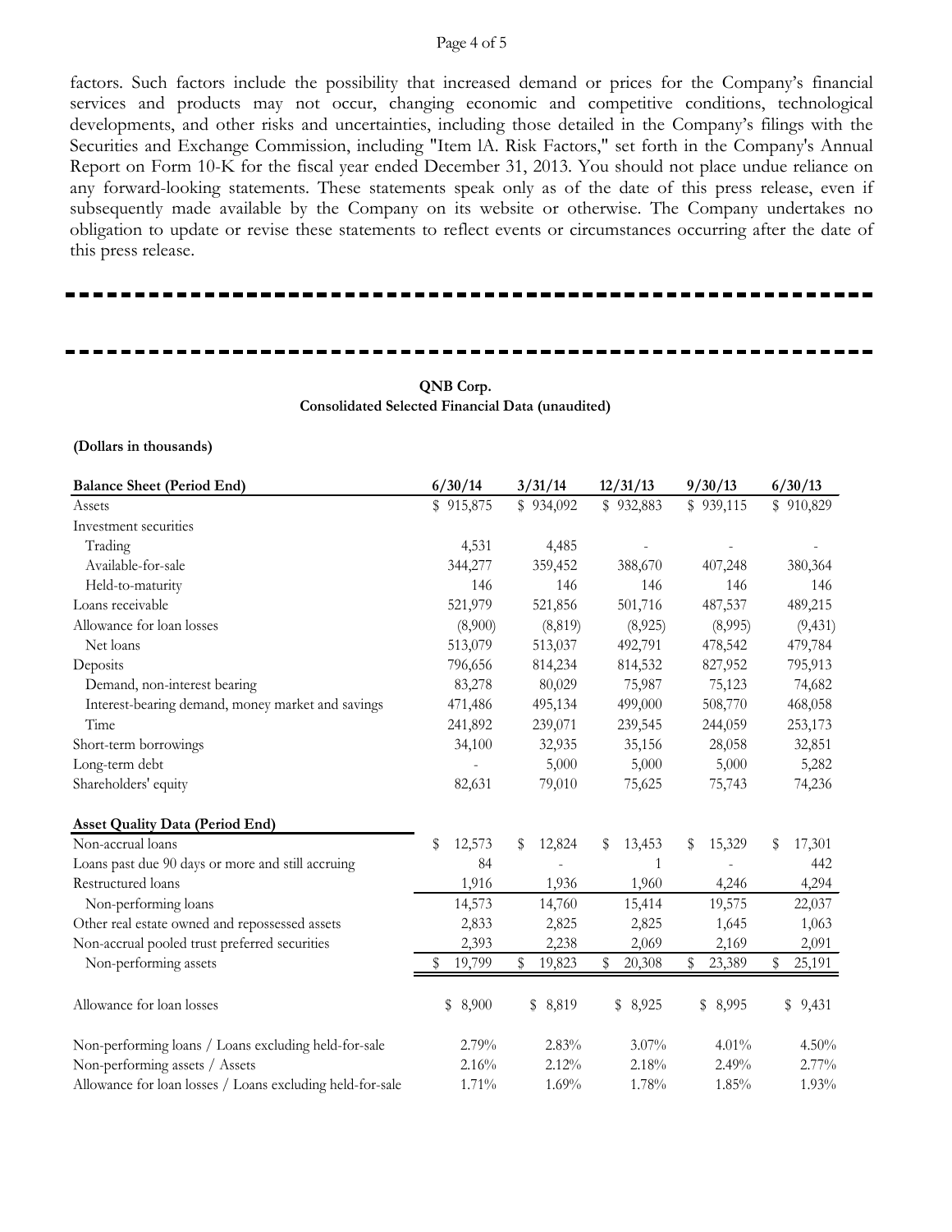factors. Such factors include the possibility that increased demand or prices for the Company's financial services and products may not occur, changing economic and competitive conditions, technological developments, and other risks and uncertainties, including those detailed in the Company's filings with the Securities and Exchange Commission, including "Item lA. Risk Factors," set forth in the Company's Annual Report on Form 10-K for the fiscal year ended December 31, 2013. You should not place undue reliance on any forward-looking statements. These statements speak only as of the date of this press release, even if subsequently made available by the Company on its website or otherwise. The Company undertakes no obligation to update or revise these statements to reflect events or circumstances occurring after the date of this press release.

---

---

**QNB Corp.**
**Consolidated Selected Financial Data (unaudited)**

**(Dollars in thousands)**

| **Balance Sheet (Period End)** | **6/30/14** | **3/31/14** | **12/31/13** | **9/30/13** | **6/30/13** |
|---|---|---|---|---|---|
| Assets | $ 915,875 | $ 934,092 | $ 932,883 | $ 939,115 | $ 910,829 |
| Investment securities | | | | | |
| Trading | 4,531 | 4,485 | - | - | - |
| Available-for-sale | 344,277 | 359,452 | 388,670 | 407,248 | 380,364 |
| Held-to-maturity | 146 | 146 | 146 | 146 | 146 |
| Loans receivable | 521,979 | 521,856 | 501,716 | 487,537 | 489,215 |
| Allowance for loan losses | (8,900) | (8,819) | (8,925) | (8,995) | (9,431) |
| Net loans | 513,079 | 513,037 | 492,791 | 478,542 | 479,784 |
| Deposits | 796,656 | 814,234 | 814,532 | 827,952 | 795,913 |
| Demand, non-interest bearing | 83,278 | 80,029 | 75,987 | 75,123 | 74,682 |
| Interest-bearing demand, money market and savings | 471,486 | 495,134 | 499,000 | 508,770 | 468,058 |
| Time | 241,892 | 239,071 | 239,545 | 244,059 | 253,173 |
| Short-term borrowings | 34,100 | 32,935 | 35,156 | 28,058 | 32,851 |
| Long-term debt | - | 5,000 | 5,000 | 5,000 | 5,282 |
| Shareholders' equity | 82,631 | 79,010 | 75,625 | 75,743 | 74,236 |
| | | | | | |
| **Asset Quality Data (Period End)** | | | | | |
| Non-accrual loans | $ 12,573 | $ 12,824 | $ 13,453 | $ 15,329 | $ 17,301 |
| Loans past due 90 days or more and still accruing | 84 | - | 1 | - | 442 |
| Restructured loans | 1,916 | 1,936 | 1,960 | 4,246 | 4,294 |
| Non-performing loans | 14,573 | 14,760 | 15,414 | 19,575 | 22,037 |
| Other real estate owned and repossessed assets | 2,833 | 2,825 | 2,825 | 1,645 | 1,063 |
| Non-accrual pooled trust preferred securities | 2,393 | 2,238 | 2,069 | 2,169 | 2,091 |
| Non-performing assets | $ 19,799 | $ 19,823 | $ 20,308 | $ 23,389 | $ 25,191 |
| | | | | | |
| Allowance for loan losses | $ 8,900 | $ 8,819 | $ 8,925 | $ 8,995 | $ 9,431 |
| | | | | | |
| Non-performing loans / Loans excluding held-for-sale | 2.79% | 2.83% | 3.07% | 4.01% | 4.50% |
| Non-performing assets / Assets | 2.16% | 2.12% | 2.18% | 2.49% | 2.77% |
| Allowance for loan losses / Loans excluding held-for-sale | 1.71% | 1.69% | 1.78% | 1.85% | 1.93% |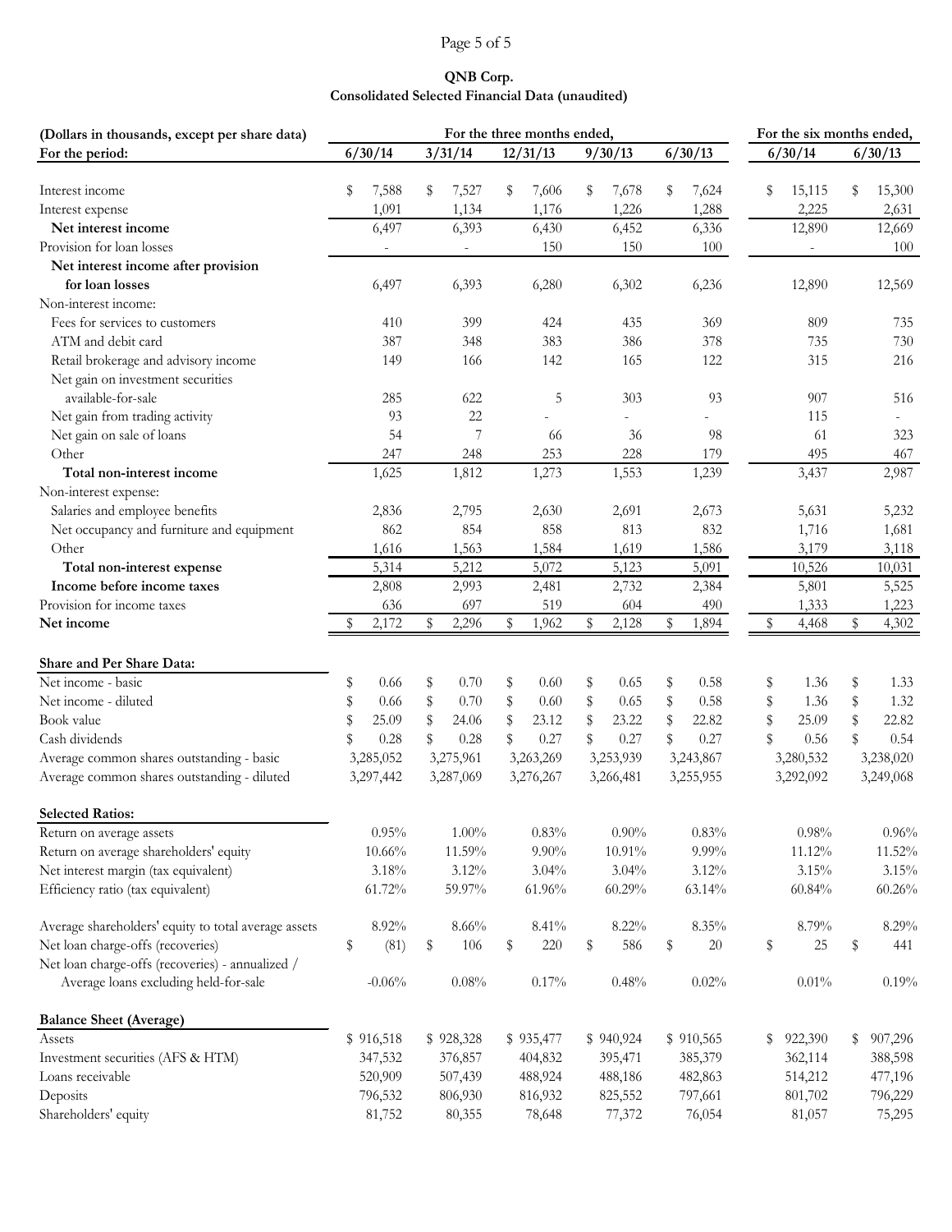**QNB Corp.**

**Consolidated Selected Financial Data (unaudited)**

| (Dollars in thousands, except per share data) | For the three months ended, | | | | | For the six months ended, | |
|---|---|---|---|---|---|---|---|
| **For the period:** | 6/30/14 | 3/31/14 | 12/31/13 | 9/30/13 | 6/30/13 | 6/30/14 | 6/30/13 |
| Interest income | $ 7,588 | $ 7,527 | $ 7,606 | $ 7,678 | $ 7,624 | $ 15,115 | $ 15,300 |
| Interest expense | 1,091 | 1,134 | 1,176 | 1,226 | 1,288 | 2,225 | 2,631 |
| **Net interest income** | 6,497 | 6,393 | 6,430 | 6,452 | 6,336 | 12,890 | 12,669 |
| Provision for loan losses | - | - | 150 | 150 | 100 | - | 100 |
| **Net interest income after provision for loan losses** | 6,497 | 6,393 | 6,280 | 6,302 | 6,236 | 12,890 | 12,569 |
| Non-interest income: | | | | | | | |
| Fees for services to customers | 410 | 399 | 424 | 435 | 369 | 809 | 735 |
| ATM and debit card | 387 | 348 | 383 | 386 | 378 | 735 | 730 |
| Retail brokerage and advisory income | 149 | 166 | 142 | 165 | 122 | 315 | 216 |
| Net gain on investment securities available-for-sale | 285 | 622 | 5 | 303 | 93 | 907 | 516 |
| Net gain from trading activity | 93 | 22 | - | - | - | 115 | - |
| Net gain on sale of loans | 54 | 7 | 66 | 36 | 98 | 61 | 323 |
| Other | 247 | 248 | 253 | 228 | 179 | 495 | 467 |
| **Total non-interest income** | 1,625 | 1,812 | 1,273 | 1,553 | 1,239 | 3,437 | 2,987 |
| Non-interest expense: | | | | | | | |
| Salaries and employee benefits | 2,836 | 2,795 | 2,630 | 2,691 | 2,673 | 5,631 | 5,232 |
| Net occupancy and furniture and equipment | 862 | 854 | 858 | 813 | 832 | 1,716 | 1,681 |
| Other | 1,616 | 1,563 | 1,584 | 1,619 | 1,586 | 3,179 | 3,118 |
| **Total non-interest expense** | 5,314 | 5,212 | 5,072 | 5,123 | 5,091 | 10,526 | 10,031 |
| **Income before income taxes** | 2,808 | 2,993 | 2,481 | 2,732 | 2,384 | 5,801 | 5,525 |
| Provision for income taxes | 636 | 697 | 519 | 604 | 490 | 1,333 | 1,223 |
| **Net income** | $ 2,172 | $ 2,296 | $ 1,962 | $ 2,128 | $ 1,894 | $ 4,468 | $ 4,302 |
| **Share and Per Share Data:** | | | | | | | |
| Net income - basic | $ 0.66 | $ 0.70 | $ 0.60 | $ 0.65 | $ 0.58 | $ 1.36 | $ 1.33 |
| Net income - diluted | $ 0.66 | $ 0.70 | $ 0.60 | $ 0.65 | $ 0.58 | $ 1.36 | $ 1.32 |
| Book value | $ 25.09 | $ 24.06 | $ 23.12 | $ 23.22 | $ 22.82 | $ 25.09 | $ 22.82 |
| Cash dividends | $ 0.28 | $ 0.28 | $ 0.27 | $ 0.27 | $ 0.27 | $ 0.56 | $ 0.54 |
| Average common shares outstanding - basic | 3,285,052 | 3,275,961 | 3,263,269 | 3,253,939 | 3,243,867 | 3,280,532 | 3,238,020 |
| Average common shares outstanding - diluted | 3,297,442 | 3,287,069 | 3,276,267 | 3,266,481 | 3,255,955 | 3,292,092 | 3,249,068 |
| **Selected Ratios:** | | | | | | | |
| Return on average assets | 0.95% | 1.00% | 0.83% | 0.90% | 0.83% | 0.98% | 0.96% |
| Return on average shareholders' equity | 10.66% | 11.59% | 9.90% | 10.91% | 9.99% | 11.12% | 11.52% |
| Net interest margin (tax equivalent) | 3.18% | 3.12% | 3.04% | 3.04% | 3.12% | 3.15% | 3.15% |
| Efficiency ratio (tax equivalent) | 61.72% | 59.97% | 61.96% | 60.29% | 63.14% | 60.84% | 60.26% |
| Average shareholders' equity to total average assets | 8.92% | 8.66% | 8.41% | 8.22% | 8.35% | 8.79% | 8.29% |
| Net loan charge-offs (recoveries) | $ (81) | $ 106 | $ 220 | $ 586 | $ 20 | $ 25 | $ 441 |
| Net loan charge-offs (recoveries) - annualized / Average loans excluding held-for-sale | -0.06% | 0.08% | 0.17% | 0.48% | 0.02% | 0.01% | 0.19% |
| **Balance Sheet (Average)** | | | | | | | |
| Assets | $ 916,518 | $ 928,328 | $ 935,477 | $ 940,924 | $ 910,565 | $ 922,390 | $ 907,296 |
| Investment securities (AFS & HTM) | 347,532 | 376,857 | 404,832 | 395,471 | 385,379 | 362,114 | 388,598 |
| Loans receivable | 520,909 | 507,439 | 488,924 | 488,186 | 482,863 | 514,212 | 477,196 |
| Deposits | 796,532 | 806,930 | 816,932 | 825,552 | 797,661 | 801,702 | 796,229 |
| Shareholders' equity | 81,752 | 80,355 | 78,648 | 77,372 | 76,054 | 81,057 | 75,295 |